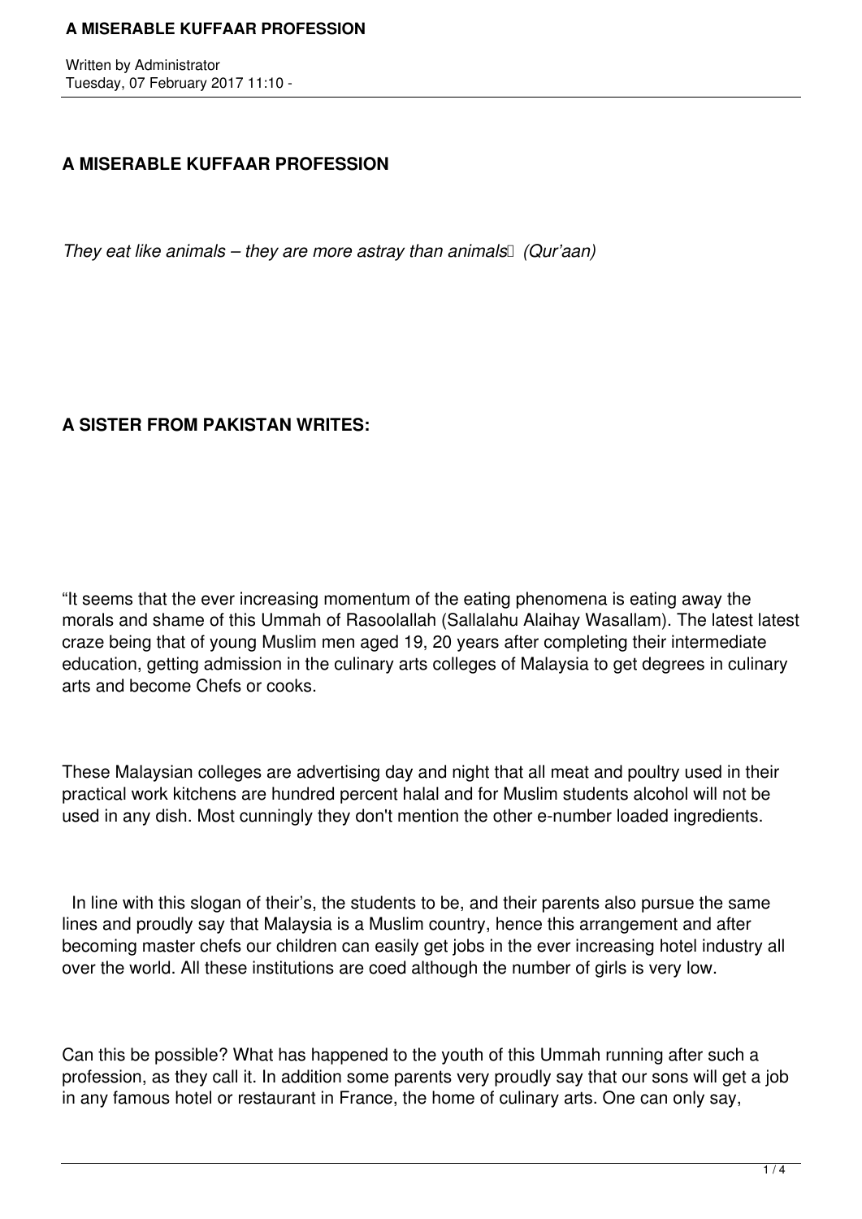## A MISERABLE KUFFAAR PROFESSION

*They eat like animals – they are more astray than animals (Qur'aan)*

### A SISTER FROM PAKISTAN WRITES:

"It seems that the ever increasing momentum of the eating phenomena is eating away the morals and shame of this Ummah of Rasoolallah (Sallalahu Alaihay Wasallam). The latest latest craze being that of young Muslim men aged 19, 20 years after completing their intermediate education, getting admission in the culinary arts colleges of Malaysia to get degrees in culinary arts and become Chefs or cooks.

These Malaysian colleges are advertising day and night that all meat and poultry used in their practical work kitchens are hundred percent halal and for Muslim students alcohol will not be used in any dish. Most cunningly they don't mention the other e-number loaded ingredients.

In line with this slogan of their's, the students to be, and their parents also pursue the same lines and proudly say that Malaysia is a Muslim country, hence this arrangement and after becoming master chefs our children can easily get jobs in the ever increasing hotel industry all over the world. All these institutions are coed although the number of girls is very low.

Can this be possible? What has happened to the youth of this Ummah running after such a profession, as they call it. In addition some parents very proudly say that our sons will get a job in any famous hotel or restaurant in France, the home of culinary arts. One can only say,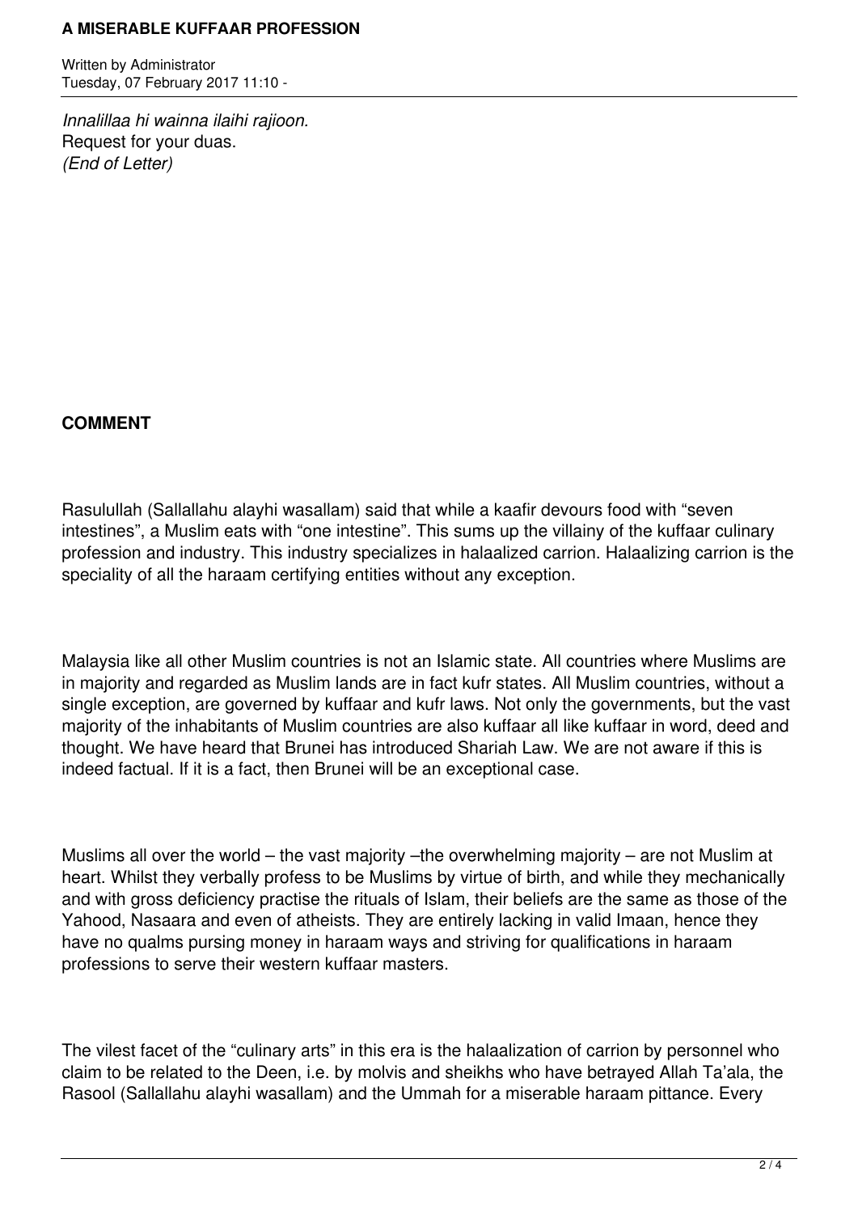*Innalillaa hi wainna ilaihi rajioon.*
Request for your duas.
*(End of Letter)*

**COMMENT**

Rasulullah (Sallallahu alayhi wasallam) said that while a kaafir devours food with "seven intestines", a Muslim eats with "one intestine". This sums up the villainy of the kuffaar culinary profession and industry. This industry specializes in halaalized carrion. Halaalizing carrion is the speciality of all the haraam certifying entities without any exception.

Malaysia like all other Muslim countries is not an Islamic state. All countries where Muslims are in majority and regarded as Muslim lands are in fact kufr states. All Muslim countries, without a single exception, are governed by kuffaar and kufr laws. Not only the governments, but the vast majority of the inhabitants of Muslim countries are also kuffaar all like kuffaar in word, deed and thought. We have heard that Brunei has introduced Shariah Law. We are not aware if this is indeed factual. If it is a fact, then Brunei will be an exceptional case.

Muslims all over the world – the vast majority –the overwhelming majority – are not Muslim at heart. Whilst they verbally profess to be Muslims by virtue of birth, and while they mechanically and with gross deficiency practise the rituals of Islam, their beliefs are the same as those of the Yahood, Nasaara and even of atheists. They are entirely lacking in valid Imaan, hence they have no qualms pursing money in haraam ways and striving for qualifications in haraam professions to serve their western kuffaar masters.

The vilest facet of the "culinary arts" in this era is the halaalization of carrion by personnel who claim to be related to the Deen, i.e. by molvis and sheikhs who have betrayed Allah Ta'ala, the Rasool (Sallallahu alayhi wasallam) and the Ummah for a miserable haraam pittance. Every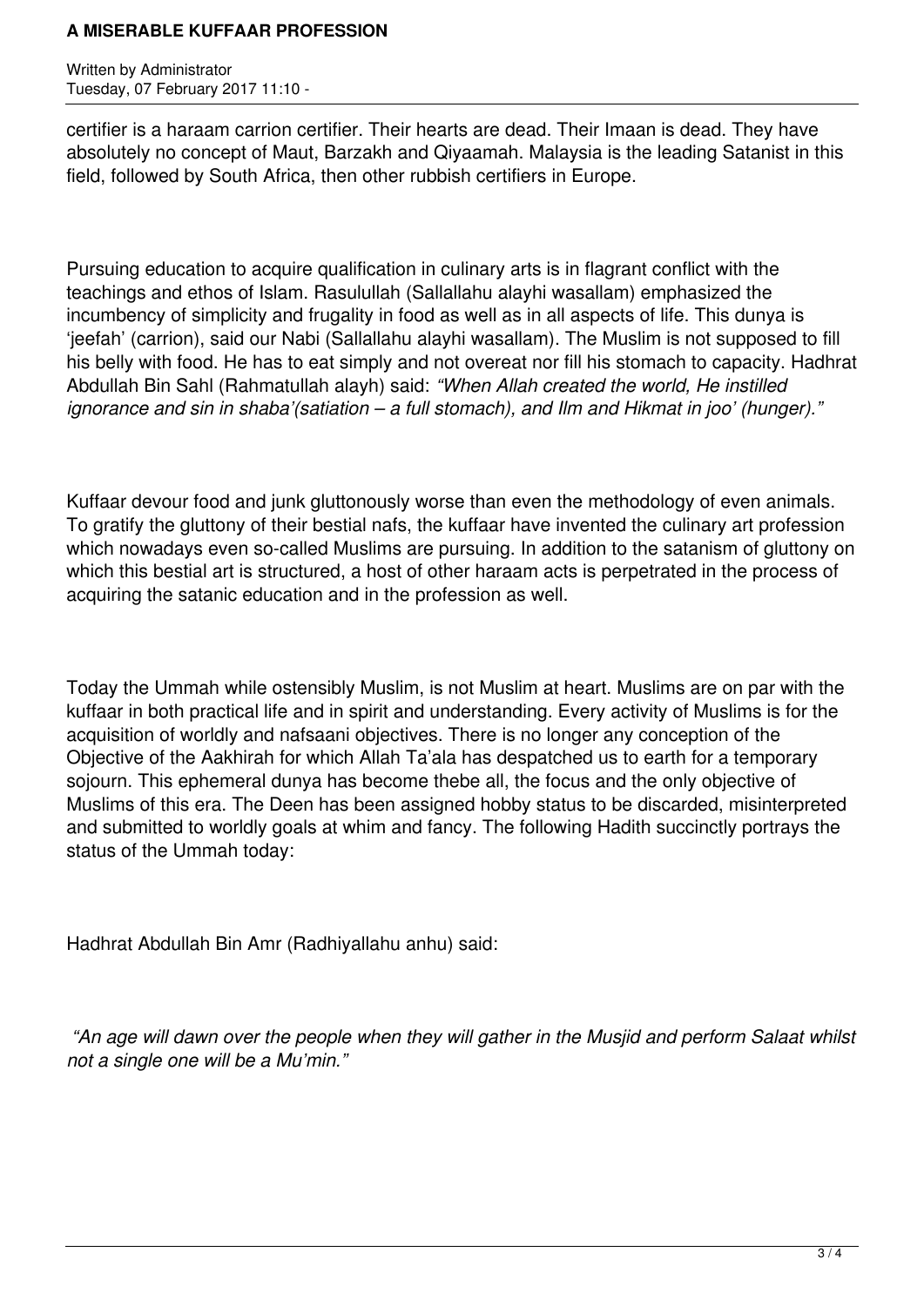certifier is a haraam carrion certifier. Their hearts are dead. Their Imaan is dead. They have absolutely no concept of Maut, Barzakh and Qiyaamah. Malaysia is the leading Satanist in this field, followed by South Africa, then other rubbish certifiers in Europe.

Pursuing education to acquire qualification in culinary arts is in flagrant conflict with the teachings and ethos of Islam. Rasulullah (Sallallahu alayhi wasallam) emphasized the incumbency of simplicity and frugality in food as well as in all aspects of life. This dunya is 'jeefah' (carrion), said our Nabi (Sallallahu alayhi wasallam). The Muslim is not supposed to fill his belly with food. He has to eat simply and not overeat nor fill his stomach to capacity. Hadhrat Abdullah Bin Sahl (Rahmatullah alayh) said: *"When Allah created the world, He instilled ignorance and sin in shaba'(satiation – a full stomach), and Ilm and Hikmat in joo' (hunger)."*

Kuffaar devour food and junk gluttonously worse than even the methodology of even animals. To gratify the gluttony of their bestial nafs, the kuffaar have invented the culinary art profession which nowadays even so-called Muslims are pursuing. In addition to the satanism of gluttony on which this bestial art is structured, a host of other haraam acts is perpetrated in the process of acquiring the satanic education and in the profession as well.

Today the Ummah while ostensibly Muslim, is not Muslim at heart. Muslims are on par with the kuffaar in both practical life and in spirit and understanding. Every activity of Muslims is for the acquisition of worldly and nafsaani objectives. There is no longer any conception of the Objective of the Aakhirah for which Allah Ta'ala has despatched us to earth for a temporary sojourn. This ephemeral dunya has become thebe all, the focus and the only objective of Muslims of this era. The Deen has been assigned hobby status to be discarded, misinterpreted and submitted to worldly goals at whim and fancy. The following Hadith succinctly portrays the status of the Ummah today:

Hadhrat Abdullah Bin Amr (Radhiyallahu anhu) said:

*"An age will dawn over the people when they will gather in the Musjid and perform Salaat whilst not a single one will be a Mu'min."*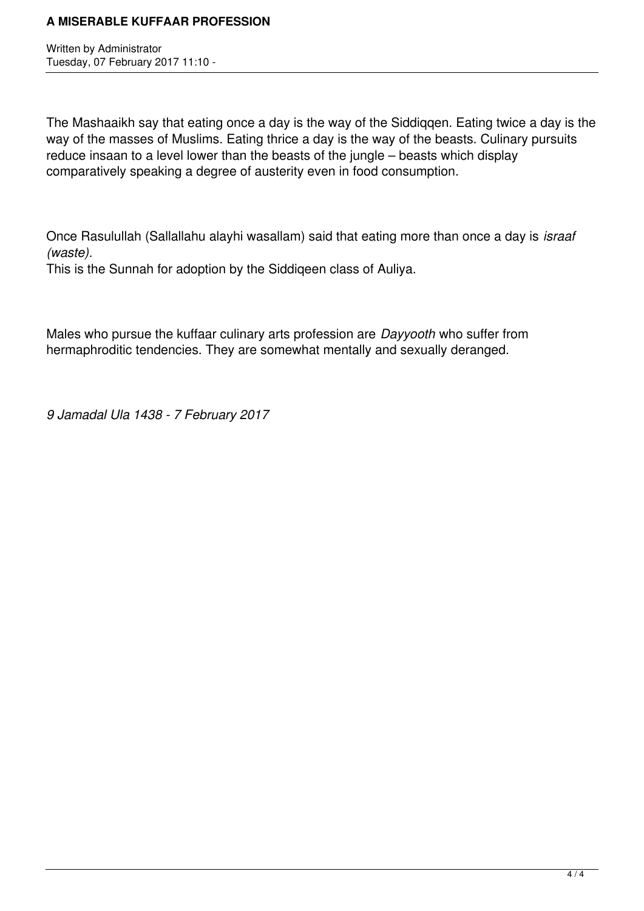The Mashaaikh say that eating once a day is the way of the Siddiqqen. Eating twice a day is the way of the masses of Muslims. Eating thrice a day is the way of the beasts. Culinary pursuits reduce insaan to a level lower than the beasts of the jungle – beasts which display comparatively speaking a degree of austerity even in food consumption.

Once Rasulullah (Sallallahu alayhi wasallam) said that eating more than once a day is *israaf (waste)*.
This is the Sunnah for adoption by the Siddiqeen class of Auliya.

Males who pursue the kuffaar culinary arts profession are *Dayyooth* who suffer from hermaphroditic tendencies. They are somewhat mentally and sexually deranged.

*9 Jamadal Ula 1438 - 7 February 2017*